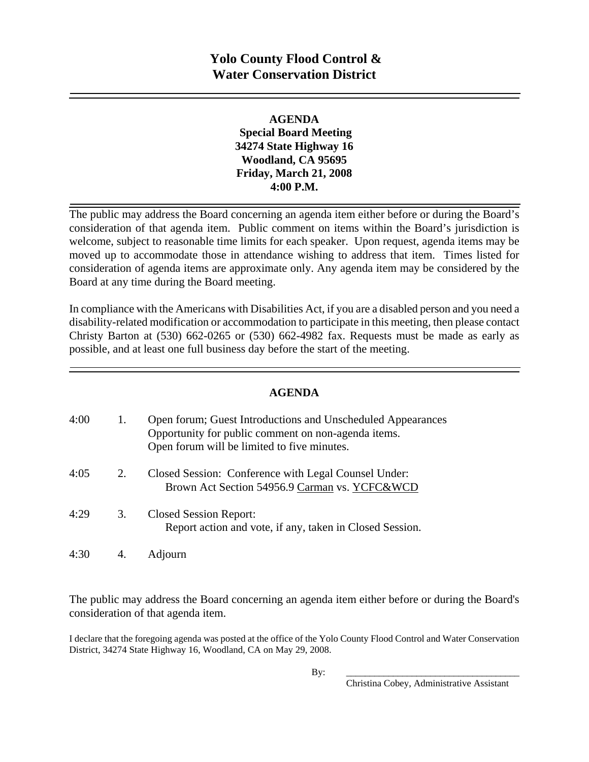# Yolo County Flood Control & Water Conservation District

**AGENDA**
**Special Board Meeting**
**34274 State Highway 16**
**Woodland, CA 95695**
**Friday, March 21, 2008**
**4:00 P.M.**

The public may address the Board concerning an agenda item either before or during the Board's consideration of that agenda item. Public comment on items within the Board's jurisdiction is welcome, subject to reasonable time limits for each speaker. Upon request, agenda items may be moved up to accommodate those in attendance wishing to address that item. Times listed for consideration of agenda items are approximate only. Any agenda item may be considered by the Board at any time during the Board meeting.

In compliance with the Americans with Disabilities Act, if you are a disabled person and you need a disability-related modification or accommodation to participate in this meeting, then please contact Christy Barton at (530) 662-0265 or (530) 662-4982 fax. Requests must be made as early as possible, and at least one full business day before the start of the meeting.

## AGENDA

4:00 1. Open forum; Guest Introductions and Unscheduled Appearances
Opportunity for public comment on non-agenda items.
Open forum will be limited to five minutes.

4:05 2. Closed Session: Conference with Legal Counsel Under:
Brown Act Section 54956.9 Carman vs. YCFC&WCD

4:29 3. Closed Session Report:
Report action and vote, if any, taken in Closed Session.

4:30 4. Adjourn

The public may address the Board concerning an agenda item either before or during the Board's consideration of that agenda item.

I declare that the foregoing agenda was posted at the office of the Yolo County Flood Control and Water Conservation District, 34274 State Highway 16, Woodland, CA on May 29, 2008.

By: ___________________________________
Christina Cobey, Administrative Assistant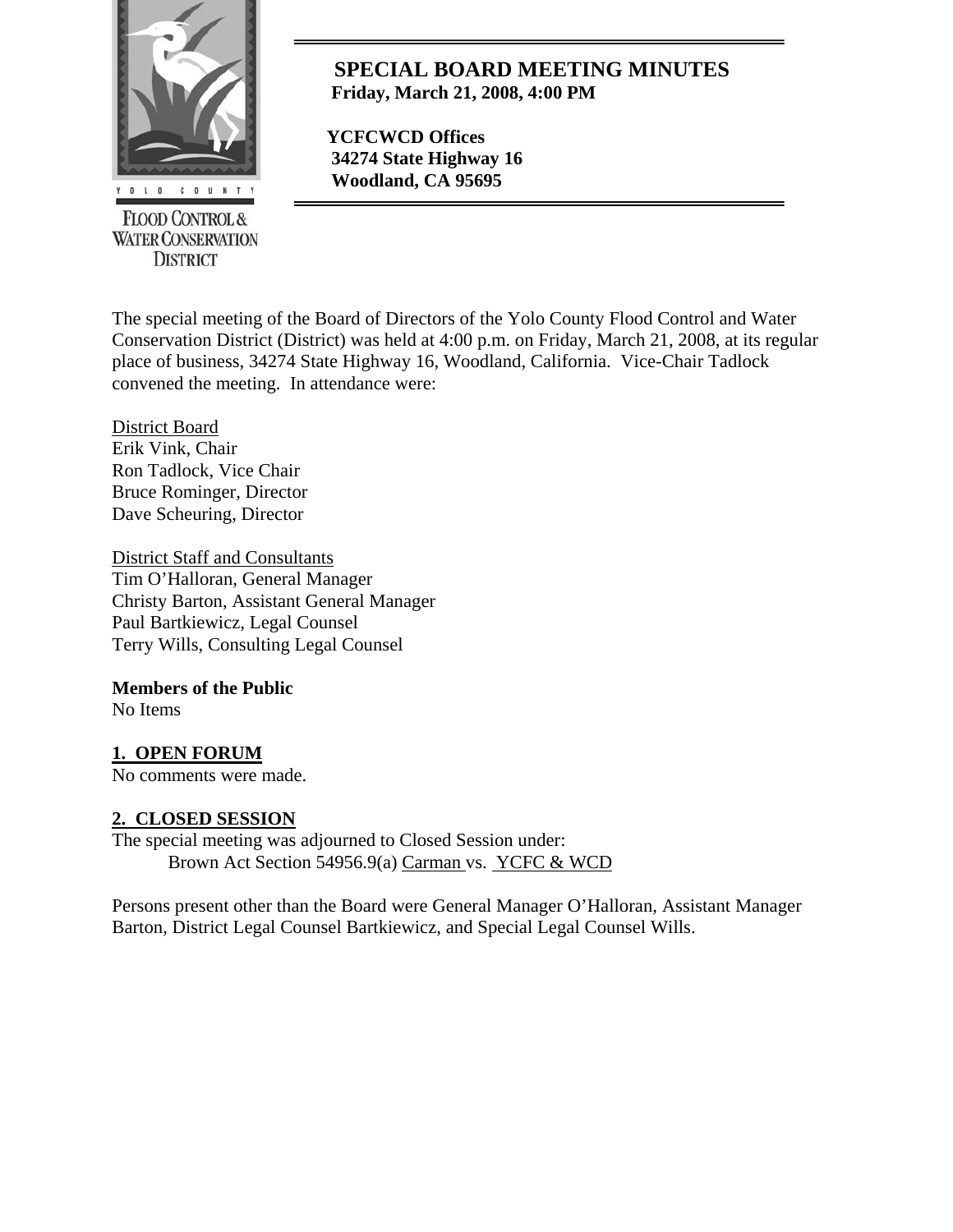# SPECIAL BOARD MEETING MINUTES

**Friday, March 21, 2008, 4:00 PM**

**YCFCWCD Offices**
**34274 State Highway 16**
**Woodland, CA 95695**

YOLO COUNTY FLOOD CONTROL & WATER CONSERVATION DISTRICT

The special meeting of the Board of Directors of the Yolo County Flood Control and Water Conservation District (District) was held at 4:00 p.m. on Friday, March 21, 2008, at its regular place of business, 34274 State Highway 16, Woodland, California. Vice-Chair Tadlock convened the meeting. In attendance were:

District Board
Erik Vink, Chair
Ron Tadlock, Vice Chair
Bruce Rominger, Director
Dave Scheuring, Director

District Staff and Consultants
Tim O'Halloran, General Manager
Christy Barton, Assistant General Manager
Paul Bartkiewicz, Legal Counsel
Terry Wills, Consulting Legal Counsel

**Members of the Public**
No Items

## 1. OPEN FORUM

No comments were made.

## 2. CLOSED SESSION

The special meeting was adjourned to Closed Session under:
Brown Act Section 54956.9(a) Carman vs. YCFC & WCD

Persons present other than the Board were General Manager O'Halloran, Assistant Manager Barton, District Legal Counsel Bartkiewicz, and Special Legal Counsel Wills.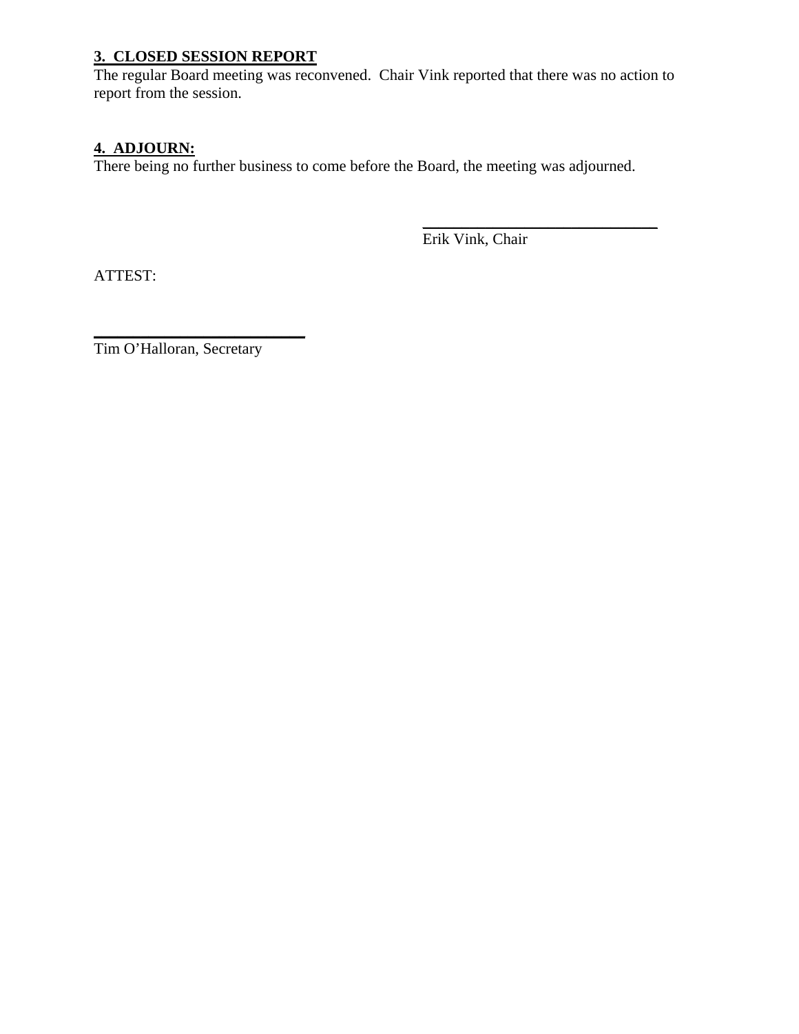**3. CLOSED SESSION REPORT**

The regular Board meeting was reconvened. Chair Vink reported that there was no action to report from the session.

**4. ADJOURN:**

There being no further business to come before the Board, the meeting was adjourned.

\_\_\_\_\_\_\_\_\_\_\_\_\_\_\_\_\_\_\_\_\_\_\_\_\_\_\_\_\_\_

Erik Vink, Chair

ATTEST:

\_\_\_\_\_\_\_\_\_\_\_\_\_\_\_\_\_\_\_\_\_\_\_\_\_\_\_\_\_\_

Tim O'Halloran, Secretary